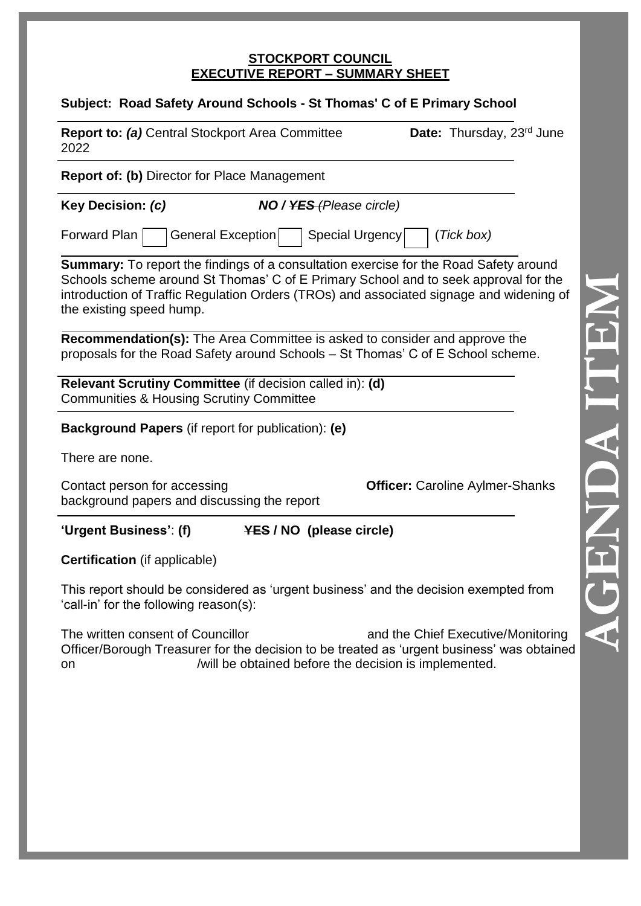**STOCKPORT COUNCIL**
**EXECUTIVE REPORT – SUMMARY SHEET**

**Subject: Road Safety Around Schools - St Thomas' C of E Primary School**

**Report to:** ***(a)*** Central Stockport Area Committee **Date:** Thursday, 23rd June 2022

**Report of: (b)** Director for Place Management

**Key Decision:** ***(c)*** ***NO / ~~YES~~*** *(Please circle)*

Forward Plan ☐ General Exception ☐ Special Urgency ☐ (*Tick box)*

**Summary:** To report the findings of a consultation exercise for the Road Safety around Schools scheme around St Thomas' C of E Primary School and to seek approval for the introduction of Traffic Regulation Orders (TROs) and associated signage and widening of the existing speed hump.

**Recommendation(s):** The Area Committee is asked to consider and approve the proposals for the Road Safety around Schools – St Thomas' C of E School scheme.

**Relevant Scrutiny Committee** (if decision called in): **(d)**
Communities & Housing Scrutiny Committee

**Background Papers** (if report for publication): **(e)**

There are none.

Contact person for accessing background papers and discussing the report **Officer:** Caroline Aylmer-Shanks

**'Urgent Business'**: **(f)** **~~YES~~ / NO (please circle)**

**Certification** (if applicable)

This report should be considered as 'urgent business' and the decision exempted from 'call-in' for the following reason(s):

The written consent of Councillor and the Chief Executive/Monitoring Officer/Borough Treasurer for the decision to be treated as 'urgent business' was obtained on /will be obtained before the decision is implemented.

AGENDA ITEM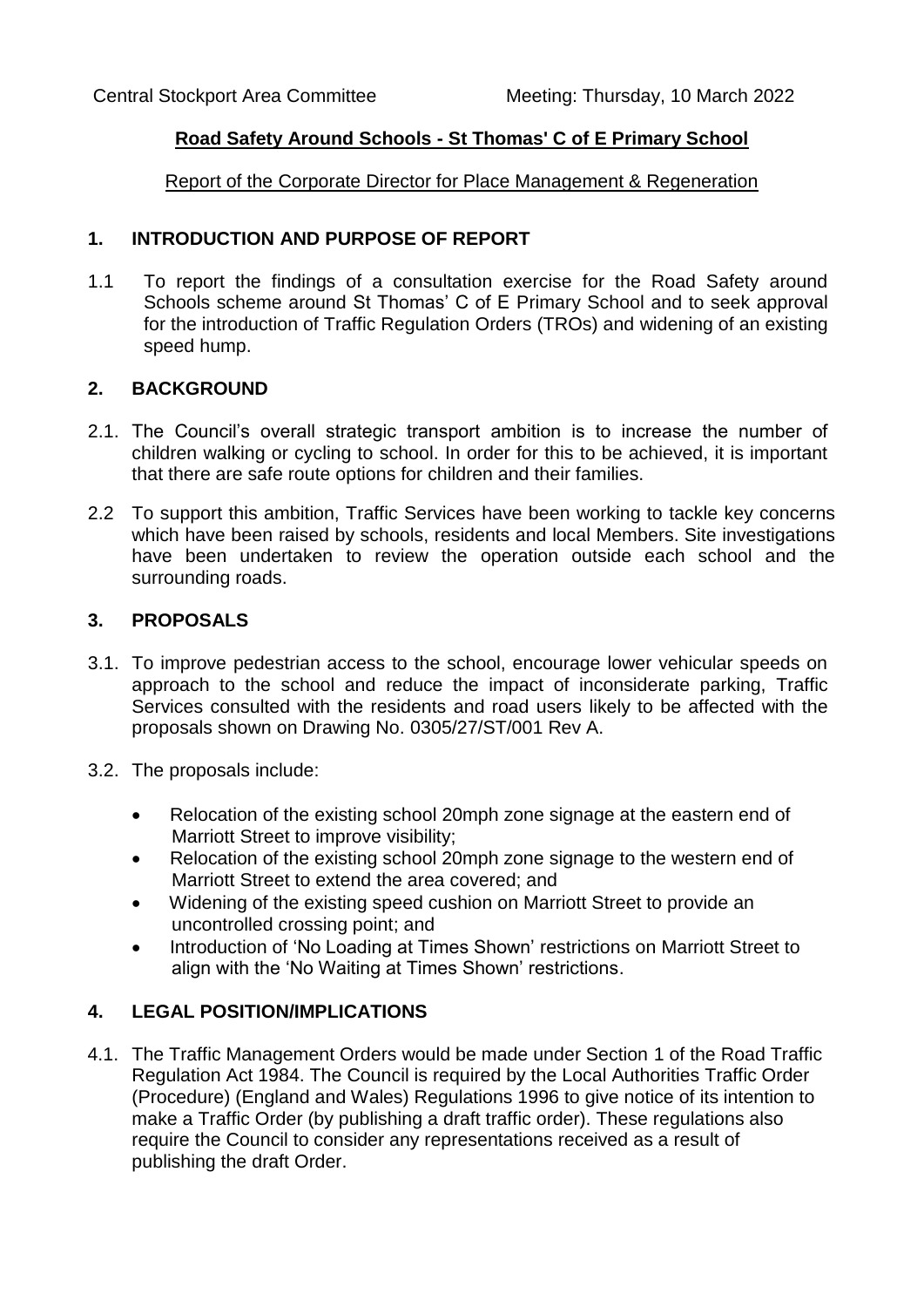Central Stockport Area Committee Meeting: Thursday, 10 March 2022

## **Road Safety Around Schools - St Thomas' C of E Primary School**

Report of the Corporate Director for Place Management & Regeneration

### **1. INTRODUCTION AND PURPOSE OF REPORT**

1.1 To report the findings of a consultation exercise for the Road Safety around Schools scheme around St Thomas' C of E Primary School and to seek approval for the introduction of Traffic Regulation Orders (TROs) and widening of an existing speed hump.

### **2. BACKGROUND**

2.1. The Council's overall strategic transport ambition is to increase the number of children walking or cycling to school. In order for this to be achieved, it is important that there are safe route options for children and their families.

2.2 To support this ambition, Traffic Services have been working to tackle key concerns which have been raised by schools, residents and local Members. Site investigations have been undertaken to review the operation outside each school and the surrounding roads.

### **3. PROPOSALS**

3.1. To improve pedestrian access to the school, encourage lower vehicular speeds on approach to the school and reduce the impact of inconsiderate parking, Traffic Services consulted with the residents and road users likely to be affected with the proposals shown on Drawing No. 0305/27/ST/001 Rev A.

3.2. The proposals include:

- Relocation of the existing school 20mph zone signage at the eastern end of Marriott Street to improve visibility;
- Relocation of the existing school 20mph zone signage to the western end of Marriott Street to extend the area covered; and
- Widening of the existing speed cushion on Marriott Street to provide an uncontrolled crossing point; and
- Introduction of 'No Loading at Times Shown' restrictions on Marriott Street to align with the 'No Waiting at Times Shown' restrictions.

### **4. LEGAL POSITION/IMPLICATIONS**

4.1. The Traffic Management Orders would be made under Section 1 of the Road Traffic Regulation Act 1984. The Council is required by the Local Authorities Traffic Order (Procedure) (England and Wales) Regulations 1996 to give notice of its intention to make a Traffic Order (by publishing a draft traffic order). These regulations also require the Council to consider any representations received as a result of publishing the draft Order.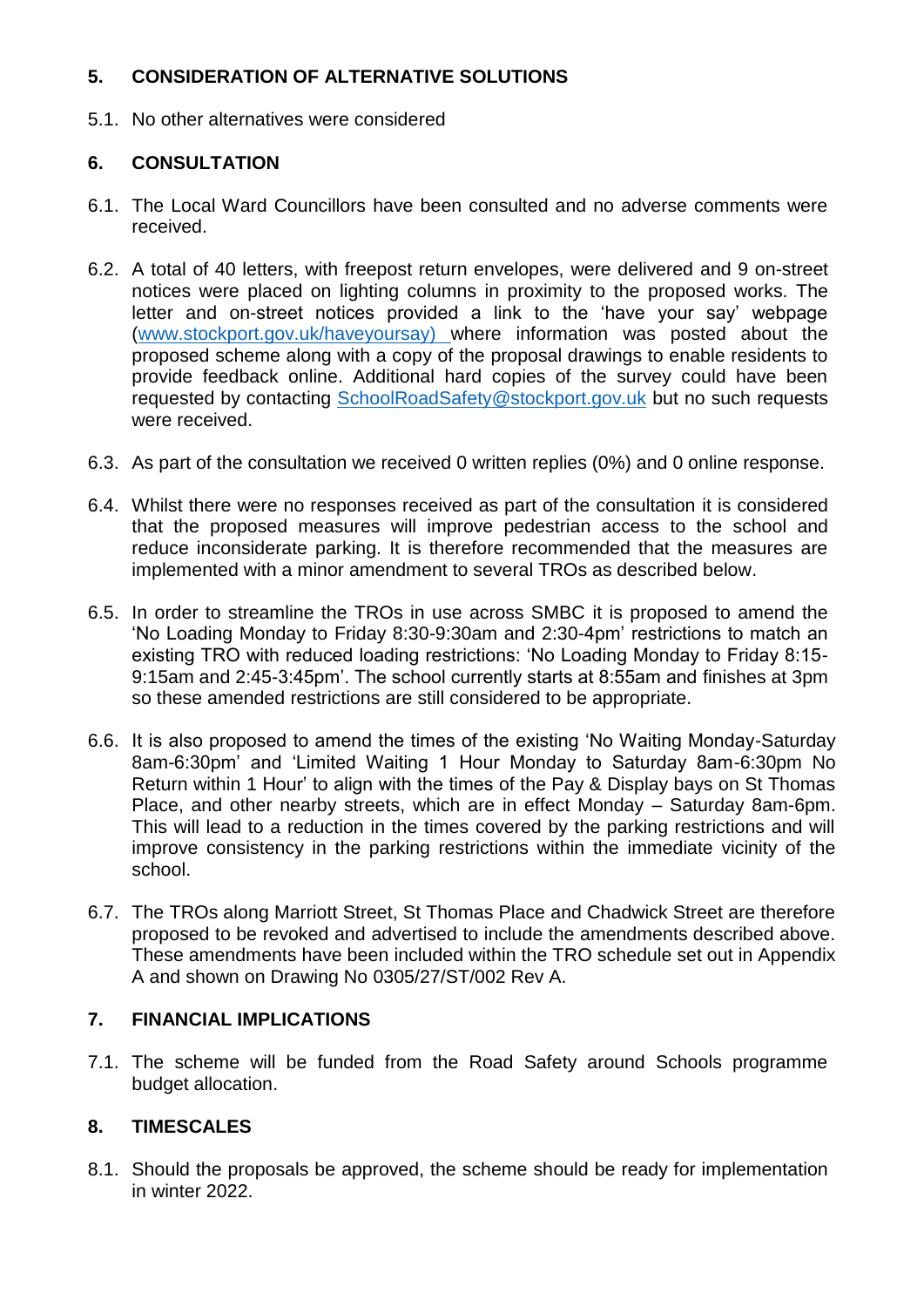## 5. CONSIDERATION OF ALTERNATIVE SOLUTIONS

5.1. No other alternatives were considered

## 6. CONSULTATION

6.1. The Local Ward Councillors have been consulted and no adverse comments were received.

6.2. A total of 40 letters, with freepost return envelopes, were delivered and 9 on-street notices were placed on lighting columns in proximity to the proposed works. The letter and on-street notices provided a link to the 'have your say' webpage (www.stockport.gov.uk/haveyoursay) where information was posted about the proposed scheme along with a copy of the proposal drawings to enable residents to provide feedback online. Additional hard copies of the survey could have been requested by contacting SchoolRoadSafety@stockport.gov.uk but no such requests were received.

6.3. As part of the consultation we received 0 written replies (0%) and 0 online response.

6.4. Whilst there were no responses received as part of the consultation it is considered that the proposed measures will improve pedestrian access to the school and reduce inconsiderate parking. It is therefore recommended that the measures are implemented with a minor amendment to several TROs as described below.

6.5. In order to streamline the TROs in use across SMBC it is proposed to amend the 'No Loading Monday to Friday 8:30-9:30am and 2:30-4pm' restrictions to match an existing TRO with reduced loading restrictions: 'No Loading Monday to Friday 8:15-9:15am and 2:45-3:45pm'. The school currently starts at 8:55am and finishes at 3pm so these amended restrictions are still considered to be appropriate.

6.6. It is also proposed to amend the times of the existing 'No Waiting Monday-Saturday 8am-6:30pm' and 'Limited Waiting 1 Hour Monday to Saturday 8am-6:30pm No Return within 1 Hour' to align with the times of the Pay & Display bays on St Thomas Place, and other nearby streets, which are in effect Monday – Saturday 8am-6pm. This will lead to a reduction in the times covered by the parking restrictions and will improve consistency in the parking restrictions within the immediate vicinity of the school.

6.7. The TROs along Marriott Street, St Thomas Place and Chadwick Street are therefore proposed to be revoked and advertised to include the amendments described above. These amendments have been included within the TRO schedule set out in Appendix A and shown on Drawing No 0305/27/ST/002 Rev A.

## 7. FINANCIAL IMPLICATIONS

7.1. The scheme will be funded from the Road Safety around Schools programme budget allocation.

## 8. TIMESCALES

8.1. Should the proposals be approved, the scheme should be ready for implementation in winter 2022.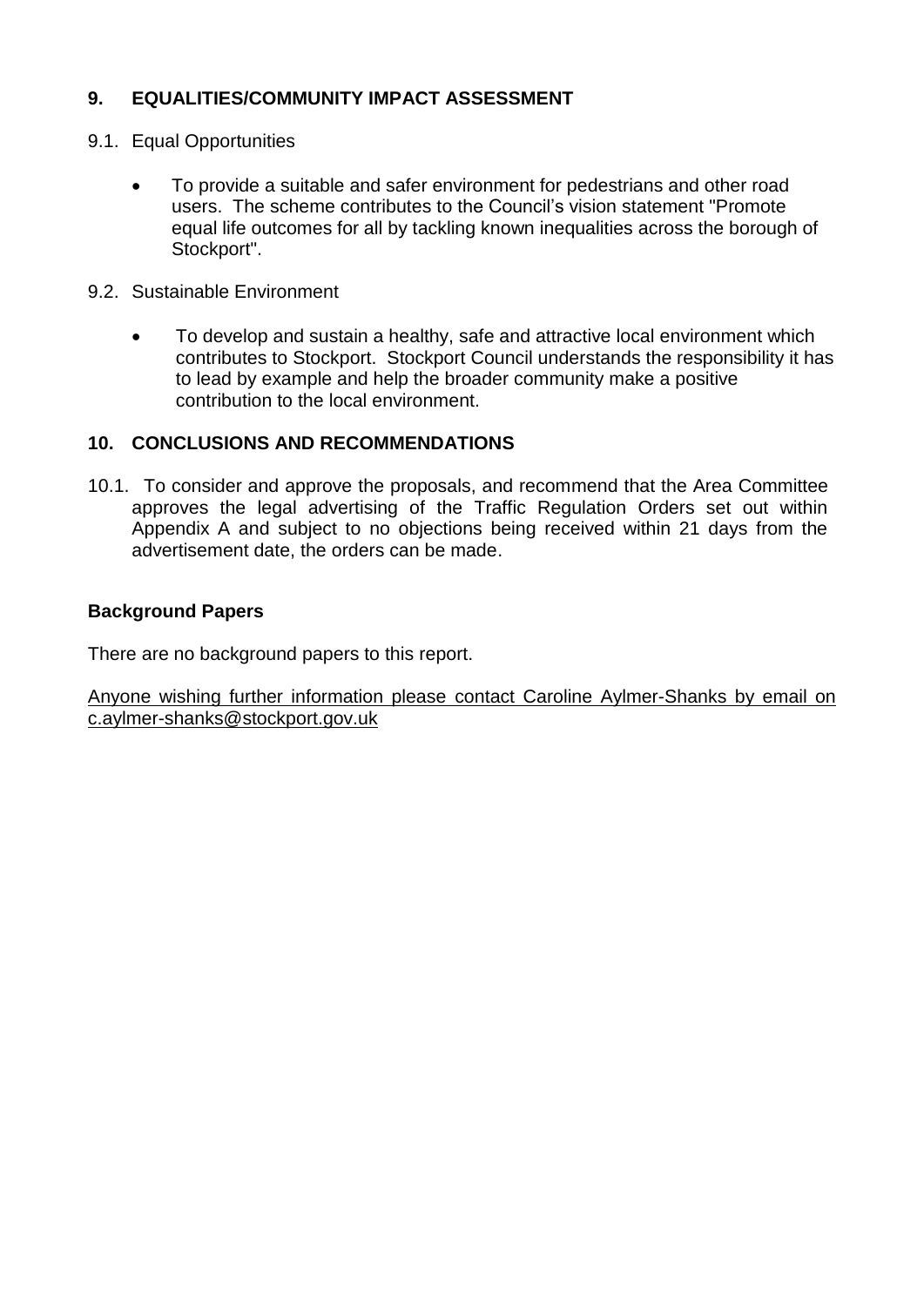## 9. EQUALITIES/COMMUNITY IMPACT ASSESSMENT

9.1. Equal Opportunities

- To provide a suitable and safer environment for pedestrians and other road users. The scheme contributes to the Council's vision statement "Promote equal life outcomes for all by tackling known inequalities across the borough of Stockport".

9.2. Sustainable Environment

- To develop and sustain a healthy, safe and attractive local environment which contributes to Stockport. Stockport Council understands the responsibility it has to lead by example and help the broader community make a positive contribution to the local environment.

## 10. CONCLUSIONS AND RECOMMENDATIONS

10.1. To consider and approve the proposals, and recommend that the Area Committee approves the legal advertising of the Traffic Regulation Orders set out within Appendix A and subject to no objections being received within 21 days from the advertisement date, the orders can be made.

**Background Papers**

There are no background papers to this report.

Anyone wishing further information please contact Caroline Aylmer-Shanks by email on c.aylmer-shanks@stockport.gov.uk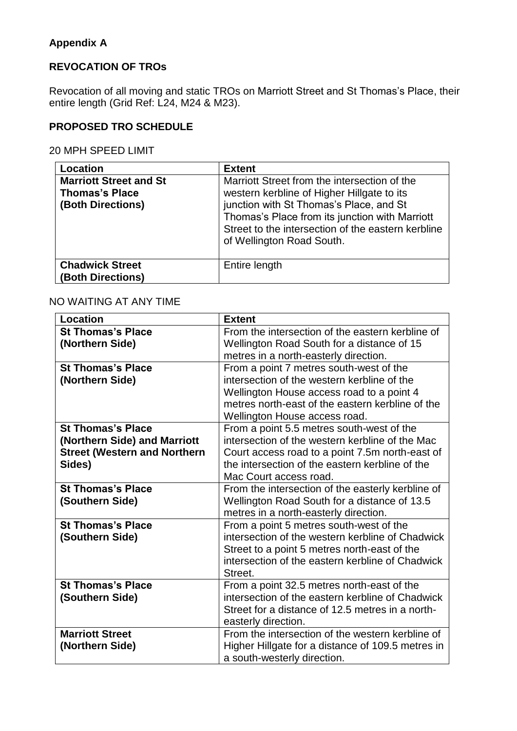**Appendix A**

**REVOCATION OF TROs**

Revocation of all moving and static TROs on Marriott Street and St Thomas's Place, their entire length (Grid Ref: L24, M24 & M23).

**PROPOSED TRO SCHEDULE**

20 MPH SPEED LIMIT

| Location | Extent |
|---|---|
| **Marriott Street and St Thomas's Place (Both Directions)** | Marriott Street from the intersection of the western kerbline of Higher Hillgate to its junction with St Thomas's Place, and St Thomas's Place from its junction with Marriott Street to the intersection of the eastern kerbline of Wellington Road South. |
| **Chadwick Street (Both Directions)** | Entire length |

NO WAITING AT ANY TIME

| Location | Extent |
|---|---|
| **St Thomas's Place (Northern Side)** | From the intersection of the eastern kerbline of Wellington Road South for a distance of 15 metres in a north-easterly direction. |
| **St Thomas's Place (Northern Side)** | From a point 7 metres south-west of the intersection of the western kerbline of the Wellington House access road to a point 4 metres north-east of the eastern kerbline of the Wellington House access road. |
| **St Thomas's Place (Northern Side) and Marriott Street (Western and Northern Sides)** | From a point 5.5 metres south-west of the intersection of the western kerbline of the Mac Court access road to a point 7.5m north-east of the intersection of the eastern kerbline of the Mac Court access road. |
| **St Thomas's Place (Southern Side)** | From the intersection of the easterly kerbline of Wellington Road South for a distance of 13.5 metres in a north-easterly direction. |
| **St Thomas's Place (Southern Side)** | From a point 5 metres south-west of the intersection of the western kerbline of Chadwick Street to a point 5 metres north-east of the intersection of the eastern kerbline of Chadwick Street. |
| **St Thomas's Place (Southern Side)** | From a point 32.5 metres north-east of the intersection of the eastern kerbline of Chadwick Street for a distance of 12.5 metres in a north-easterly direction. |
| **Marriott Street (Northern Side)** | From the intersection of the western kerbline of Higher Hillgate for a distance of 109.5 metres in a south-westerly direction. |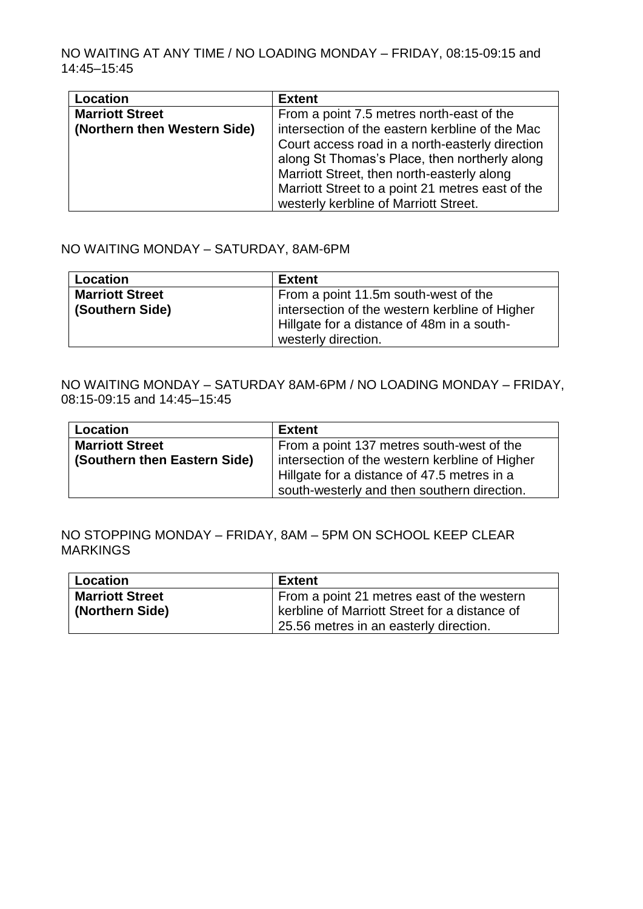NO WAITING AT ANY TIME / NO LOADING MONDAY – FRIDAY, 08:15-09:15 and 14:45–15:45

| Location | Extent |
| --- | --- |
| **Marriott Street (Northern then Western Side)** | From a point 7.5 metres north-east of the intersection of the eastern kerbline of the Mac Court access road in a north-easterly direction along St Thomas's Place, then northerly along Marriott Street, then north-easterly along Marriott Street to a point 21 metres east of the westerly kerbline of Marriott Street. |

NO WAITING MONDAY – SATURDAY, 8AM-6PM

| Location | Extent |
| --- | --- |
| **Marriott Street (Southern Side)** | From a point 11.5m south-west of the intersection of the western kerbline of Higher Hillgate for a distance of 48m in a south-westerly direction. |

NO WAITING MONDAY – SATURDAY 8AM-6PM / NO LOADING MONDAY – FRIDAY, 08:15-09:15 and 14:45–15:45

| Location | Extent |
| --- | --- |
| **Marriott Street (Southern then Eastern Side)** | From a point 137 metres south-west of the intersection of the western kerbline of Higher Hillgate for a distance of 47.5 metres in a south-westerly and then southern direction. |

NO STOPPING MONDAY – FRIDAY, 8AM – 5PM ON SCHOOL KEEP CLEAR MARKINGS

| Location | Extent |
| --- | --- |
| **Marriott Street (Northern Side)** | From a point 21 metres east of the western kerbline of Marriott Street for a distance of 25.56 metres in an easterly direction. |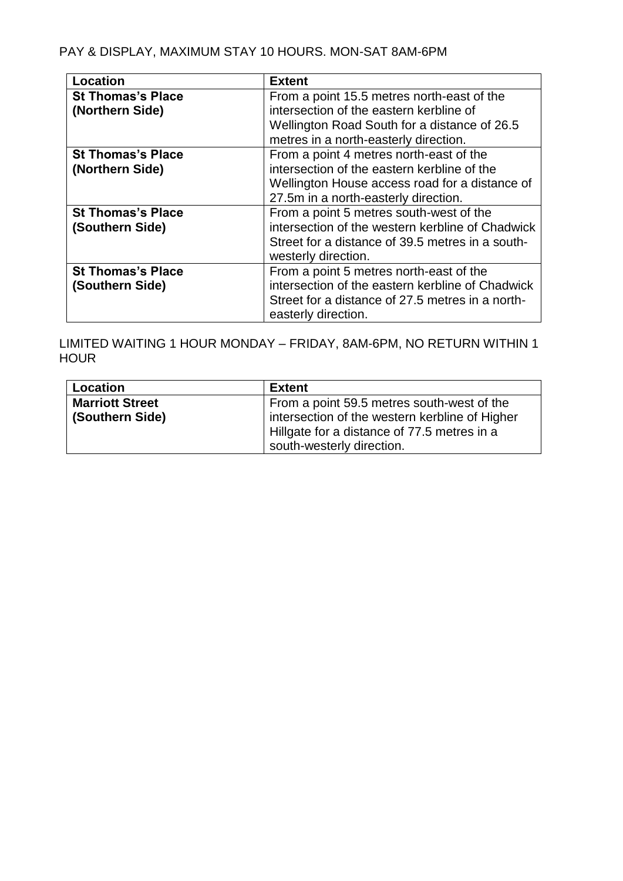PAY & DISPLAY, MAXIMUM STAY 10 HOURS. MON-SAT 8AM-6PM

| Location | Extent |
|---|---|
| **St Thomas's Place (Northern Side)** | From a point 15.5 metres north-east of the intersection of the eastern kerbline of Wellington Road South for a distance of 26.5 metres in a north-easterly direction. |
| **St Thomas's Place (Northern Side)** | From a point 4 metres north-east of the intersection of the eastern kerbline of the Wellington House access road for a distance of 27.5m in a north-easterly direction. |
| **St Thomas's Place (Southern Side)** | From a point 5 metres south-west of the intersection of the western kerbline of Chadwick Street for a distance of 39.5 metres in a south-westerly direction. |
| **St Thomas's Place (Southern Side)** | From a point 5 metres north-east of the intersection of the eastern kerbline of Chadwick Street for a distance of 27.5 metres in a north-easterly direction. |

LIMITED WAITING 1 HOUR MONDAY – FRIDAY, 8AM-6PM, NO RETURN WITHIN 1 HOUR

| Location | Extent |
|---|---|
| **Marriott Street (Southern Side)** | From a point 59.5 metres south-west of the intersection of the western kerbline of Higher Hillgate for a distance of 77.5 metres in a south-westerly direction. |